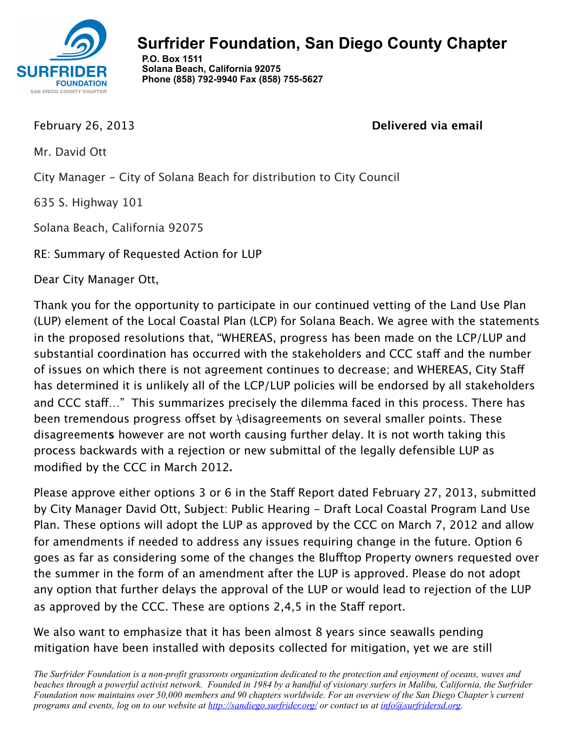# Surfrider Foundation, San Diego County Chapter

**P.O. Box 1511**
**Solana Beach, California 92075**
**Phone (858) 792-9940 Fax (858) 755-5627**

February 26, 2013 **Delivered via email**

Mr. David Ott

City Manager – City of Solana Beach for distribution to City Council

635 S. Highway 101

Solana Beach, California 92075

RE: Summary of Requested Action for LUP

Dear City Manager Ott,

Thank you for the opportunity to participate in our continued vetting of the Land Use Plan (LUP) element of the Local Coastal Plan (LCP) for Solana Beach. We agree with the statements in the proposed resolutions that, "WHEREAS, progress has been made on the LCP/LUP and substantial coordination has occurred with the stakeholders and CCC staff and the number of issues on which there is not agreement continues to decrease; and WHEREAS, City Staff has determined it is unlikely all of the LCP/LUP policies will be endorsed by all stakeholders and CCC staff…" This summarizes precisely the dilemma faced in this process. There has been tremendous progress offset by disagreements on several smaller points. These disagreement**s** however are not worth causing further delay. It is not worth taking this process backwards with a rejection or new submittal of the legally defensible LUP as modified by the CCC in March 2012**.**

Please approve either options 3 or 6 in the Staff Report dated February 27, 2013, submitted by City Manager David Ott, Subject: Public Hearing – Draft Local Coastal Program Land Use Plan. These options will adopt the LUP as approved by the CCC on March 7, 2012 and allow for amendments if needed to address any issues requiring change in the future. Option 6 goes as far as considering some of the changes the Blufftop Property owners requested over the summer in the form of an amendment after the LUP is approved. Please do not adopt any option that further delays the approval of the LUP or would lead to rejection of the LUP as approved by the CCC. These are options 2,4,5 in the Staff report.

We also want to emphasize that it has been almost 8 years since seawalls pending mitigation have been installed with deposits collected for mitigation, yet we are still

*The Surfrider Foundation is a non-profit grassroots organization dedicated to the protection and enjoyment of oceans, waves and beaches through a powerful activist network. Founded in 1984 by a handful of visionary surfers in Malibu, California, the Surfrider Foundation now maintains over 50,000 members and 90 chapters worldwide. For an overview of the San Diego Chapter's current programs and events, log on to our website at http://sandiego.surfrider.org/ or contact us at info@surfridersd.org.*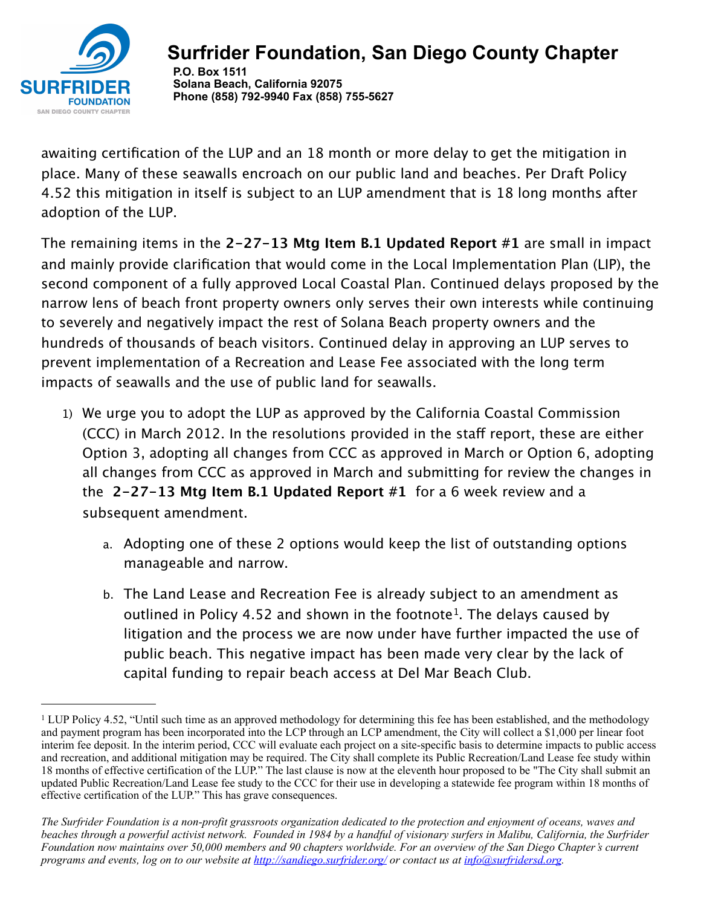awaiting certification of the LUP and an 18 month or more delay to get the mitigation in place. Many of these seawalls encroach on our public land and beaches. Per Draft Policy 4.52 this mitigation in itself is subject to an LUP amendment that is 18 long months after adoption of the LUP.

The remaining items in the **2-27-13 Mtg Item B.1 Updated Report #1** are small in impact and mainly provide clarification that would come in the Local Implementation Plan (LIP), the second component of a fully approved Local Coastal Plan. Continued delays proposed by the narrow lens of beach front property owners only serves their own interests while continuing to severely and negatively impact the rest of Solana Beach property owners and the hundreds of thousands of beach visitors. Continued delay in approving an LUP serves to prevent implementation of a Recreation and Lease Fee associated with the long term impacts of seawalls and the use of public land for seawalls.

1) We urge you to adopt the LUP as approved by the California Coastal Commission (CCC) in March 2012. In the resolutions provided in the staff report, these are either Option 3, adopting all changes from CCC as approved in March or Option 6, adopting all changes from CCC as approved in March and submitting for review the changes in the **2-27-13 Mtg Item B.1 Updated Report #1** for a 6 week review and a subsequent amendment.
    a. Adopting one of these 2 options would keep the list of outstanding options manageable and narrow.
    b. The Land Lease and Recreation Fee is already subject to an amendment as outlined in Policy 4.52 and shown in the footnote[1]. The delays caused by litigation and the process we are now under have further impacted the use of public beach. This negative impact has been made very clear by the lack of capital funding to repair beach access at Del Mar Beach Club.

---

[1] LUP Policy 4.52, "Until such time as an approved methodology for determining this fee has been established, and the methodology and payment program has been incorporated into the LCP through an LCP amendment, the City will collect a $1,000 per linear foot interim fee deposit. In the interim period, CCC will evaluate each project on a site-specific basis to determine impacts to public access and recreation, and additional mitigation may be required. The City shall complete its Public Recreation/Land Lease fee study within 18 months of effective certification of the LUP." The last clause is now at the eleventh hour proposed to be "The City shall submit an updated Public Recreation/Land Lease fee study to the CCC for their use in developing a statewide fee program within 18 months of effective certification of the LUP." This has grave consequences.

*The Surfrider Foundation is a non-profit grassroots organization dedicated to the protection and enjoyment of oceans, waves and beaches through a powerful activist network. Founded in 1984 by a handful of visionary surfers in Malibu, California, the Surfrider Foundation now maintains over 50,000 members and 90 chapters worldwide. For an overview of the San Diego Chapter's current programs and events, log on to our website at http://sandiego.surfrider.org/ or contact us at info@surfridersd.org.*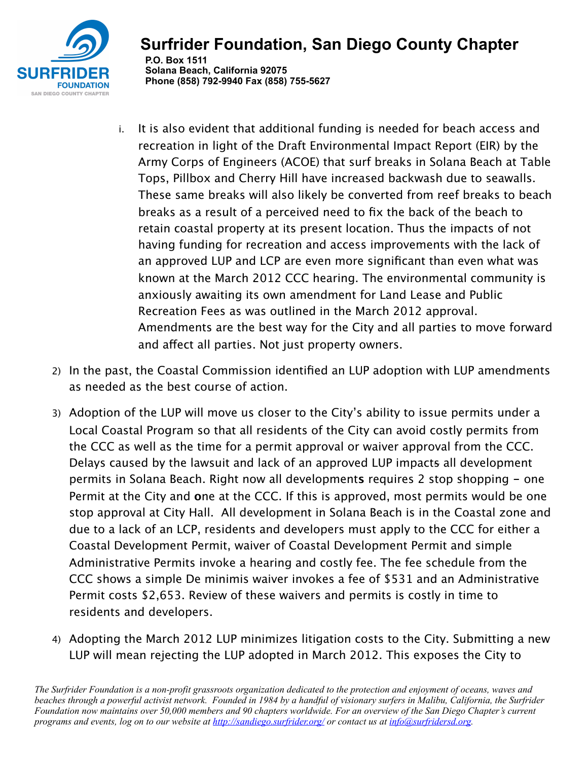i. It is also evident that additional funding is needed for beach access and recreation in light of the Draft Environmental Impact Report (EIR) by the Army Corps of Engineers (ACOE) that surf breaks in Solana Beach at Table Tops, Pillbox and Cherry Hill have increased backwash due to seawalls. These same breaks will also likely be converted from reef breaks to beach breaks as a result of a perceived need to fix the back of the beach to retain coastal property at its present location. Thus the impacts of not having funding for recreation and access improvements with the lack of an approved LUP and LCP are even more significant than even what was known at the March 2012 CCC hearing. The environmental community is anxiously awaiting its own amendment for Land Lease and Public Recreation Fees as was outlined in the March 2012 approval. Amendments are the best way for the City and all parties to move forward and affect all parties. Not just property owners.

2) In the past, the Coastal Commission identified an LUP adoption with LUP amendments as needed as the best course of action.

3) Adoption of the LUP will move us closer to the City's ability to issue permits under a Local Coastal Program so that all residents of the City can avoid costly permits from the CCC as well as the time for a permit approval or waiver approval from the CCC. Delays caused by the lawsuit and lack of an approved LUP impacts all development permits in Solana Beach. Right now all development**s** requires 2 stop shopping – one Permit at the City and **o**ne at the CCC. If this is approved, most permits would be one stop approval at City Hall. All development in Solana Beach is in the Coastal zone and due to a lack of an LCP, residents and developers must apply to the CCC for either a Coastal Development Permit, waiver of Coastal Development Permit and simple Administrative Permits invoke a hearing and costly fee. The fee schedule from the CCC shows a simple De minimis waiver invokes a fee of $531 and an Administrative Permit costs $2,653. Review of these waivers and permits is costly in time to residents and developers.

4) Adopting the March 2012 LUP minimizes litigation costs to the City. Submitting a new LUP will mean rejecting the LUP adopted in March 2012. This exposes the City to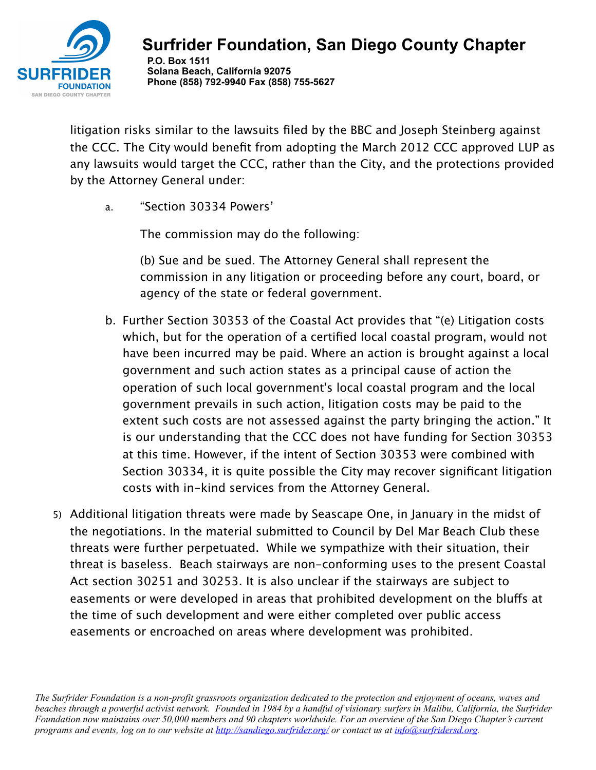litigation risks similar to the lawsuits filed by the BBC and Joseph Steinberg against the CCC. The City would benefit from adopting the March 2012 CCC approved LUP as any lawsuits would target the CCC, rather than the City, and the protections provided by the Attorney General under:

a. "Section 30334 Powers'

   The commission may do the following:

   (b) Sue and be sued. The Attorney General shall represent the commission in any litigation or proceeding before any court, board, or agency of the state or federal government.

b. Further Section 30353 of the Coastal Act provides that "(e) Litigation costs which, but for the operation of a certified local coastal program, would not have been incurred may be paid. Where an action is brought against a local government and such action states as a principal cause of action the operation of such local government's local coastal program and the local government prevails in such action, litigation costs may be paid to the extent such costs are not assessed against the party bringing the action." It is our understanding that the CCC does not have funding for Section 30353 at this time. However, if the intent of Section 30353 were combined with Section 30334, it is quite possible the City may recover significant litigation costs with in-kind services from the Attorney General.

5) Additional litigation threats were made by Seascape One, in January in the midst of the negotiations. In the material submitted to Council by Del Mar Beach Club these threats were further perpetuated. While we sympathize with their situation, their threat is baseless. Beach stairways are non-conforming uses to the present Coastal Act section 30251 and 30253. It is also unclear if the stairways are subject to easements or were developed in areas that prohibited development on the bluffs at the time of such development and were either completed over public access easements or encroached on areas where development was prohibited.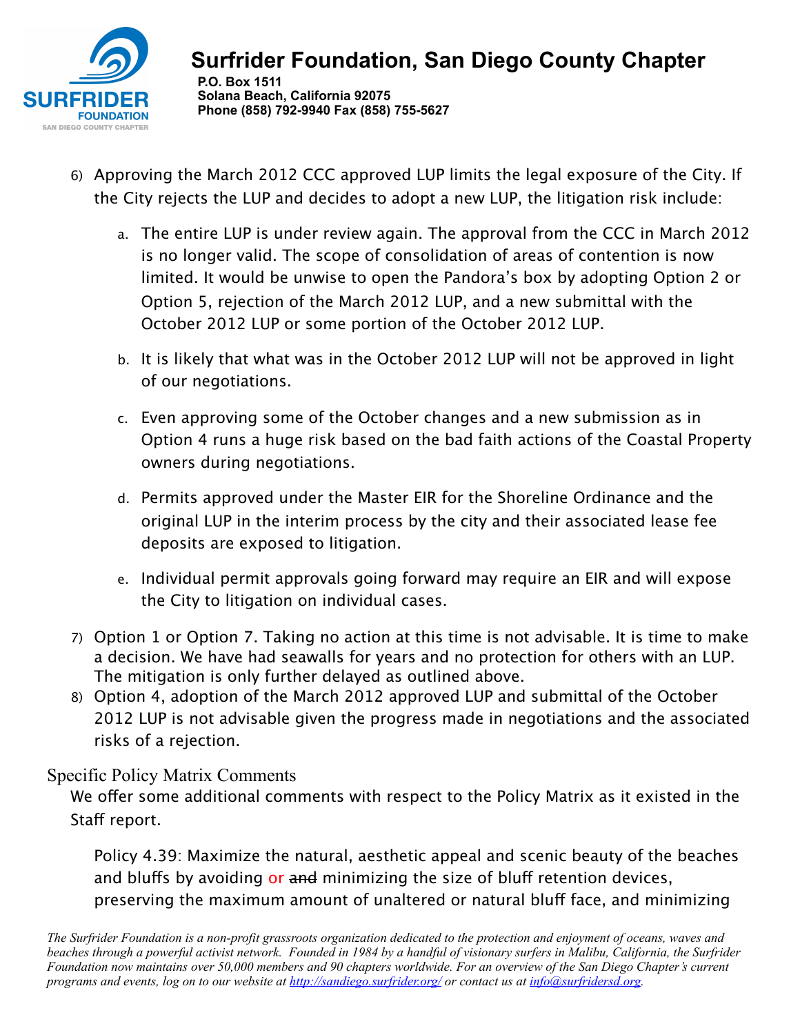6) Approving the March 2012 CCC approved LUP limits the legal exposure of the City. If the City rejects the LUP and decides to adopt a new LUP, the litigation risk include:

   a. The entire LUP is under review again. The approval from the CCC in March 2012 is no longer valid. The scope of consolidation of areas of contention is now limited. It would be unwise to open the Pandora's box by adopting Option 2 or Option 5, rejection of the March 2012 LUP, and a new submittal with the October 2012 LUP or some portion of the October 2012 LUP.

   b. It is likely that what was in the October 2012 LUP will not be approved in light of our negotiations.

   c. Even approving some of the October changes and a new submission as in Option 4 runs a huge risk based on the bad faith actions of the Coastal Property owners during negotiations.

   d. Permits approved under the Master EIR for the Shoreline Ordinance and the original LUP in the interim process by the city and their associated lease fee deposits are exposed to litigation.

   e. Individual permit approvals going forward may require an EIR and will expose the City to litigation on individual cases.

7) Option 1 or Option 7. Taking no action at this time is not advisable. It is time to make a decision. We have had seawalls for years and no protection for others with an LUP. The mitigation is only further delayed as outlined above.

8) Option 4, adoption of the March 2012 approved LUP and submittal of the October 2012 LUP is not advisable given the progress made in negotiations and the associated risks of a rejection.

## Specific Policy Matrix Comments

We offer some additional comments with respect to the Policy Matrix as it existed in the Staff report.

Policy 4.39: Maximize the natural, aesthetic appeal and scenic beauty of the beaches and bluffs by avoiding or ~~and~~ minimizing the size of bluff retention devices, preserving the maximum amount of unaltered or natural bluff face, and minimizing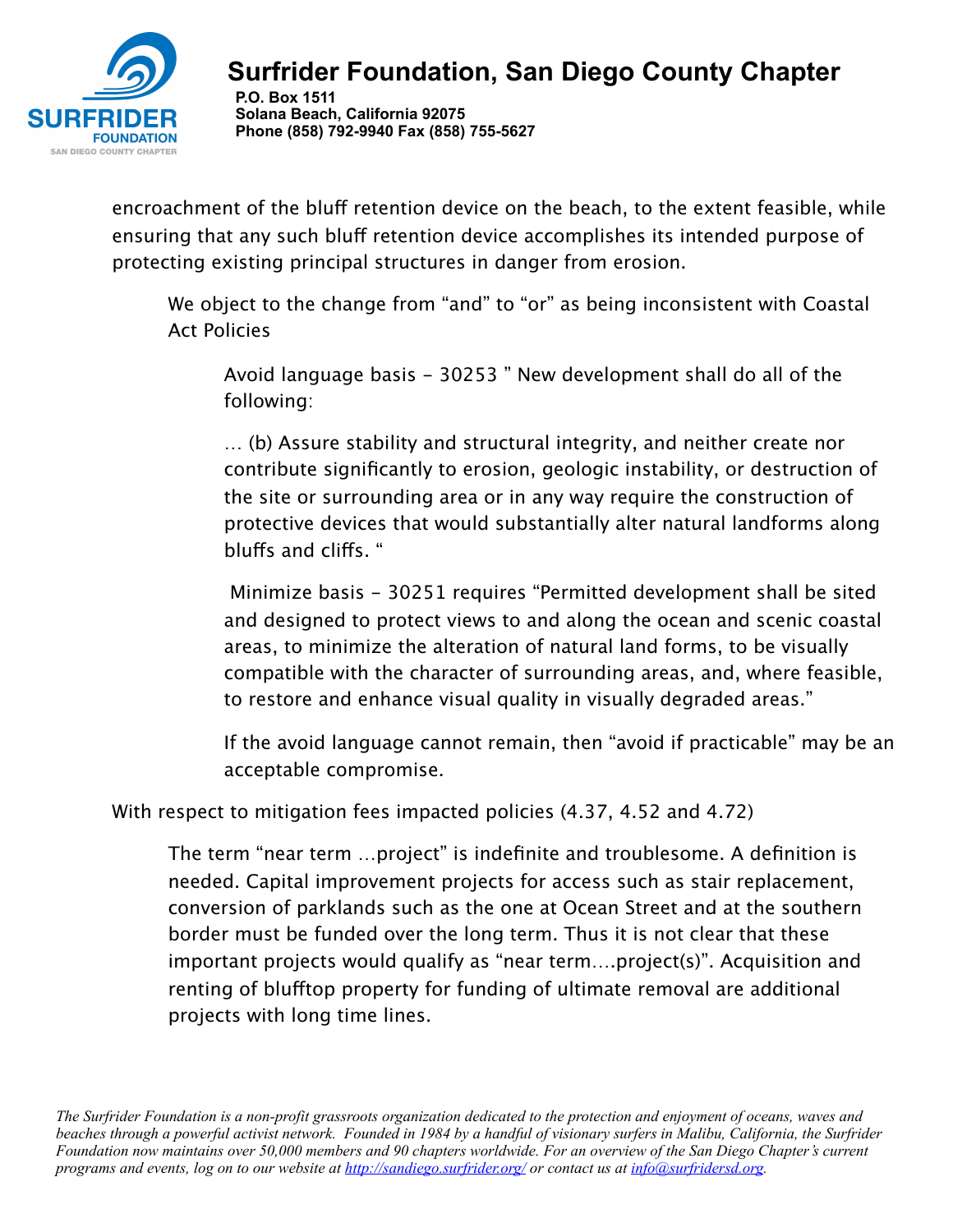encroachment of the bluff retention device on the beach, to the extent feasible, while ensuring that any such bluff retention device accomplishes its intended purpose of protecting existing principal structures in danger from erosion.

> We object to the change from "and" to "or" as being inconsistent with Coastal Act Policies
>
> > Avoid language basis - 30253 " New development shall do all of the following:
> >
> > … (b) Assure stability and structural integrity, and neither create nor contribute significantly to erosion, geologic instability, or destruction of the site or surrounding area or in any way require the construction of protective devices that would substantially alter natural landforms along bluffs and cliffs. "
> >
> > Minimize basis - 30251 requires "Permitted development shall be sited and designed to protect views to and along the ocean and scenic coastal areas, to minimize the alteration of natural land forms, to be visually compatible with the character of surrounding areas, and, where feasible, to restore and enhance visual quality in visually degraded areas."
> >
> > If the avoid language cannot remain, then "avoid if practicable" may be an acceptable compromise.

With respect to mitigation fees impacted policies (4.37, 4.52 and 4.72)

> The term "near term …project" is indefinite and troublesome. A definition is needed. Capital improvement projects for access such as stair replacement, conversion of parklands such as the one at Ocean Street and at the southern border must be funded over the long term. Thus it is not clear that these important projects would qualify as "near term….project(s)". Acquisition and renting of blufftop property for funding of ultimate removal are additional projects with long time lines.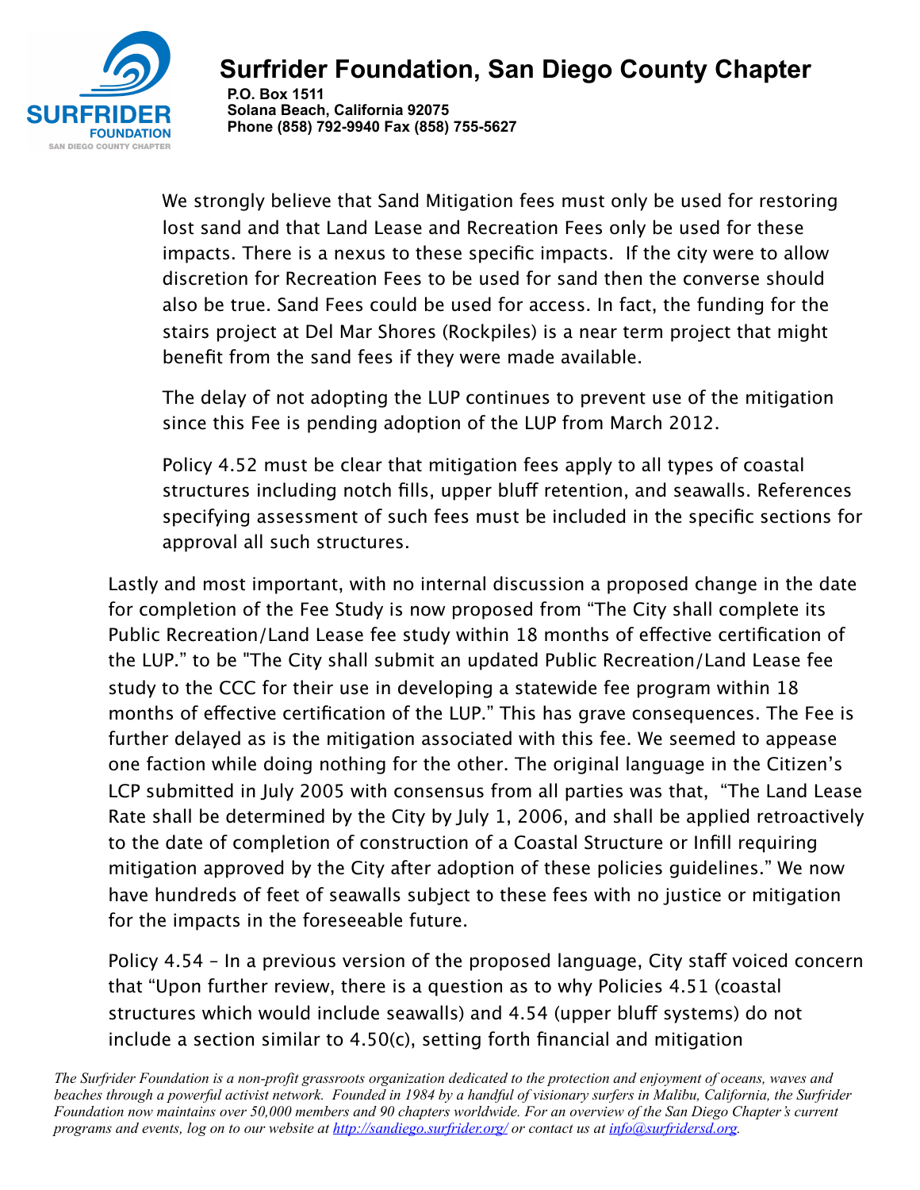We strongly believe that Sand Mitigation fees must only be used for restoring lost sand and that Land Lease and Recreation Fees only be used for these impacts. There is a nexus to these specific impacts. If the city were to allow discretion for Recreation Fees to be used for sand then the converse should also be true. Sand Fees could be used for access. In fact, the funding for the stairs project at Del Mar Shores (Rockpiles) is a near term project that might benefit from the sand fees if they were made available.

The delay of not adopting the LUP continues to prevent use of the mitigation since this Fee is pending adoption of the LUP from March 2012.

Policy 4.52 must be clear that mitigation fees apply to all types of coastal structures including notch fills, upper bluff retention, and seawalls. References specifying assessment of such fees must be included in the specific sections for approval all such structures.

Lastly and most important, with no internal discussion a proposed change in the date for completion of the Fee Study is now proposed from "The City shall complete its Public Recreation/Land Lease fee study within 18 months of effective certification of the LUP." to be "The City shall submit an updated Public Recreation/Land Lease fee study to the CCC for their use in developing a statewide fee program within 18 months of effective certification of the LUP." This has grave consequences. The Fee is further delayed as is the mitigation associated with this fee. We seemed to appease one faction while doing nothing for the other. The original language in the Citizen's LCP submitted in July 2005 with consensus from all parties was that, "The Land Lease Rate shall be determined by the City by July 1, 2006, and shall be applied retroactively to the date of completion of construction of a Coastal Structure or Infill requiring mitigation approved by the City after adoption of these policies guidelines." We now have hundreds of feet of seawalls subject to these fees with no justice or mitigation for the impacts in the foreseeable future.

Policy 4.54 – In a previous version of the proposed language, City staff voiced concern that "Upon further review, there is a question as to why Policies 4.51 (coastal structures which would include seawalls) and 4.54 (upper bluff systems) do not include a section similar to 4.50(c), setting forth financial and mitigation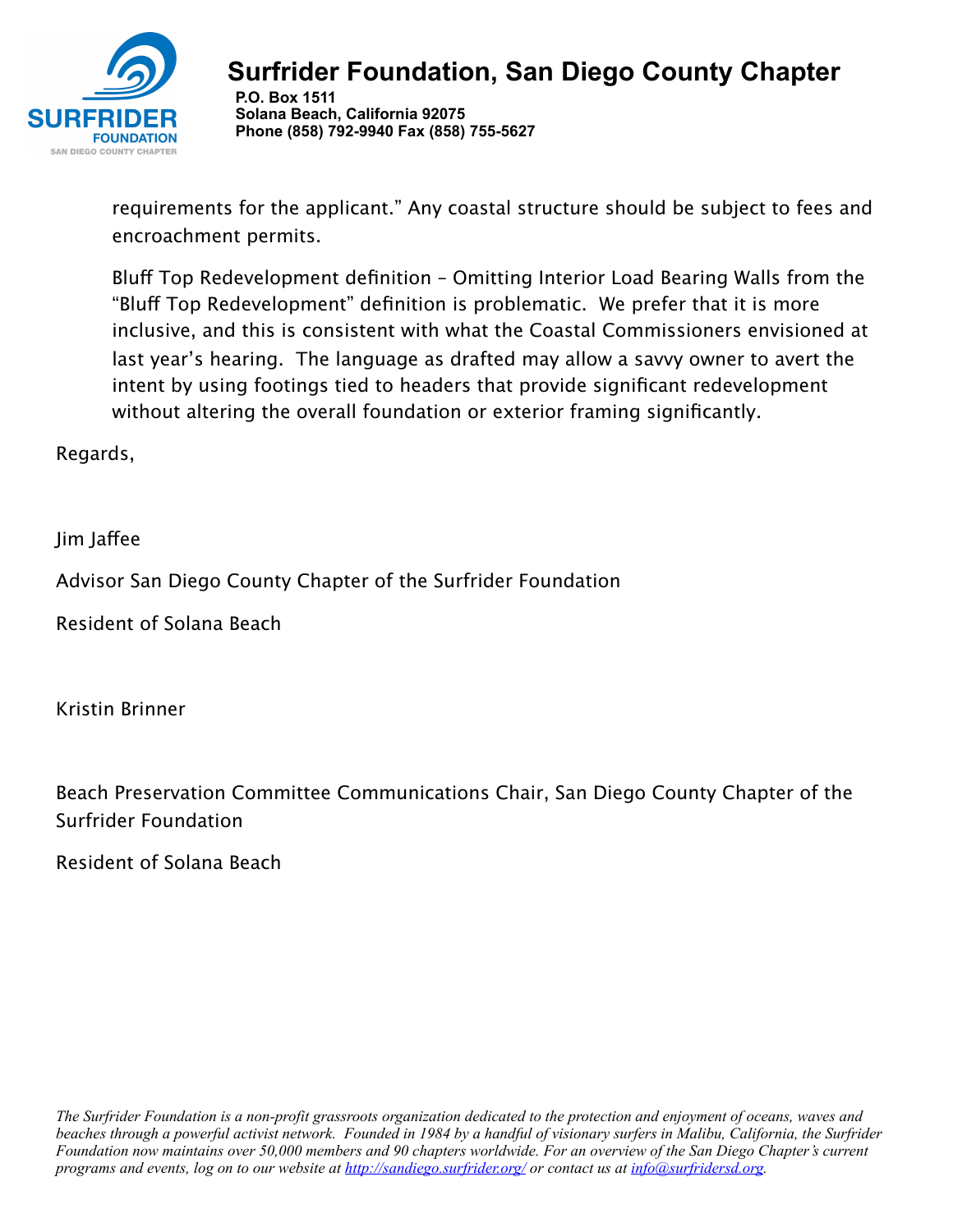requirements for the applicant." Any coastal structure should be subject to fees and encroachment permits.

Bluff Top Redevelopment definition – Omitting Interior Load Bearing Walls from the "Bluff Top Redevelopment" definition is problematic. We prefer that it is more inclusive, and this is consistent with what the Coastal Commissioners envisioned at last year's hearing. The language as drafted may allow a savvy owner to avert the intent by using footings tied to headers that provide significant redevelopment without altering the overall foundation or exterior framing significantly.

Regards,

Jim Jaffee

Advisor San Diego County Chapter of the Surfrider Foundation

Resident of Solana Beach

Kristin Brinner

Beach Preservation Committee Communications Chair, San Diego County Chapter of the Surfrider Foundation

Resident of Solana Beach